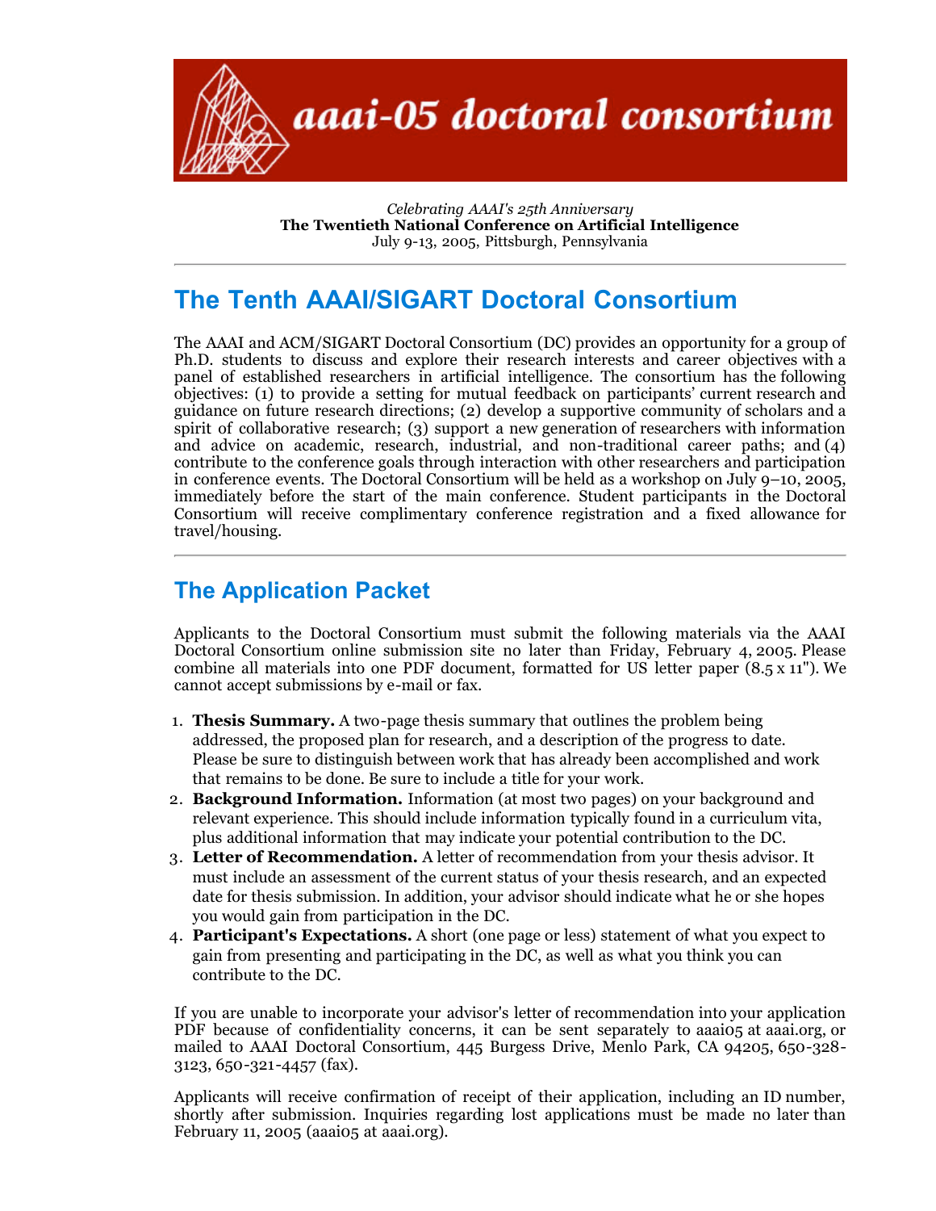# aaai-05 doctoral consortium

*Celebrating AAAI's 25th Anniversary*
**The Twentieth National Conference on Artificial Intelligence**
July 9-13, 2005, Pittsburgh, Pennsylvania

---

## The Tenth AAAI/SIGART Doctoral Consortium

The AAAI and ACM/SIGART Doctoral Consortium (DC) provides an opportunity for a group of Ph.D. students to discuss and explore their research interests and career objectives with a panel of established researchers in artificial intelligence. The consortium has the following objectives: (1) to provide a setting for mutual feedback on participants' current research and guidance on future research directions; (2) develop a supportive community of scholars and a spirit of collaborative research; (3) support a new generation of researchers with information and advice on academic, research, industrial, and non-traditional career paths; and (4) contribute to the conference goals through interaction with other researchers and participation in conference events. The Doctoral Consortium will be held as a workshop on July 9–10, 2005, immediately before the start of the main conference. Student participants in the Doctoral Consortium will receive complimentary conference registration and a fixed allowance for travel/housing.

---

## The Application Packet

Applicants to the Doctoral Consortium must submit the following materials via the AAAI Doctoral Consortium online submission site no later than Friday, February 4, 2005. Please combine all materials into one PDF document, formatted for US letter paper (8.5 x 11"). We cannot accept submissions by e-mail or fax.

1. **Thesis Summary.** A two-page thesis summary that outlines the problem being addressed, the proposed plan for research, and a description of the progress to date. Please be sure to distinguish between work that has already been accomplished and work that remains to be done. Be sure to include a title for your work.
2. **Background Information.** Information (at most two pages) on your background and relevant experience. This should include information typically found in a curriculum vita, plus additional information that may indicate your potential contribution to the DC.
3. **Letter of Recommendation.** A letter of recommendation from your thesis advisor. It must include an assessment of the current status of your thesis research, and an expected date for thesis submission. In addition, your advisor should indicate what he or she hopes you would gain from participation in the DC.
4. **Participant's Expectations.** A short (one page or less) statement of what you expect to gain from presenting and participating in the DC, as well as what you think you can contribute to the DC.

If you are unable to incorporate your advisor's letter of recommendation into your application PDF because of confidentiality concerns, it can be sent separately to aaai05 at aaai.org, or mailed to AAAI Doctoral Consortium, 445 Burgess Drive, Menlo Park, CA 94205, 650-328-3123, 650-321-4457 (fax).

Applicants will receive confirmation of receipt of their application, including an ID number, shortly after submission. Inquiries regarding lost applications must be made no later than February 11, 2005 (aaai05 at aaai.org).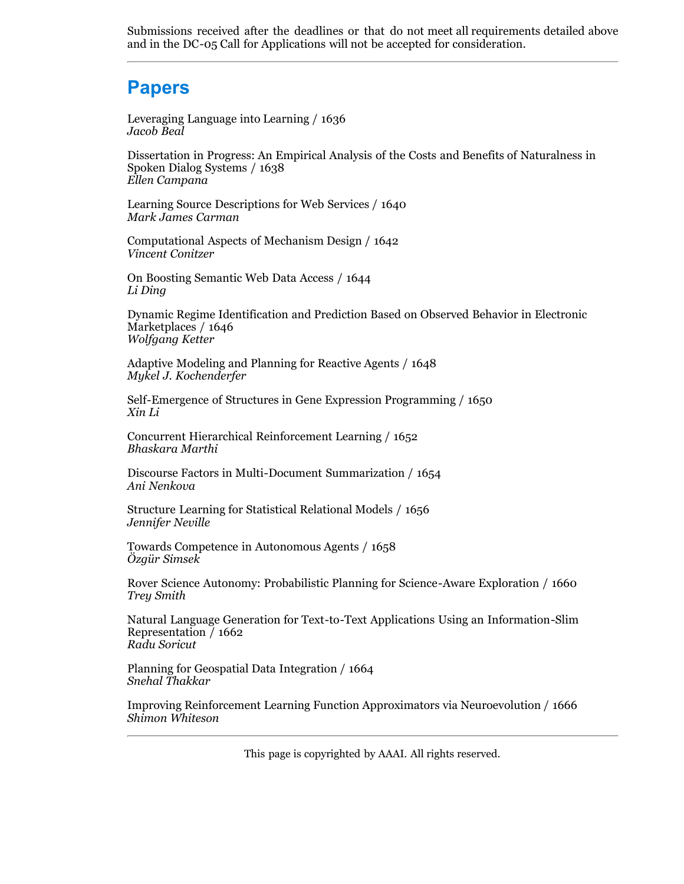Submissions received after the deadlines or that do not meet all requirements detailed above and in the DC-05 Call for Applications will not be accepted for consideration.

---

## Papers

Leveraging Language into Learning / 1636
*Jacob Beal*

Dissertation in Progress: An Empirical Analysis of the Costs and Benefits of Naturalness in Spoken Dialog Systems / 1638
*Ellen Campana*

Learning Source Descriptions for Web Services / 1640
*Mark James Carman*

Computational Aspects of Mechanism Design / 1642
*Vincent Conitzer*

On Boosting Semantic Web Data Access / 1644
*Li Ding*

Dynamic Regime Identification and Prediction Based on Observed Behavior in Electronic Marketplaces / 1646
*Wolfgang Ketter*

Adaptive Modeling and Planning for Reactive Agents / 1648
*Mykel J. Kochenderfer*

Self-Emergence of Structures in Gene Expression Programming / 1650
*Xin Li*

Concurrent Hierarchical Reinforcement Learning / 1652
*Bhaskara Marthi*

Discourse Factors in Multi-Document Summarization / 1654
*Ani Nenkova*

Structure Learning for Statistical Relational Models / 1656
*Jennifer Neville*

Towards Competence in Autonomous Agents / 1658
*Özgür Simsek*

Rover Science Autonomy: Probabilistic Planning for Science-Aware Exploration / 1660
*Trey Smith*

Natural Language Generation for Text-to-Text Applications Using an Information-Slim Representation / 1662
*Radu Soricut*

Planning for Geospatial Data Integration / 1664
*Snehal Thakkar*

Improving Reinforcement Learning Function Approximators via Neuroevolution / 1666
*Shimon Whiteson*

---

This page is copyrighted by AAAI. All rights reserved.